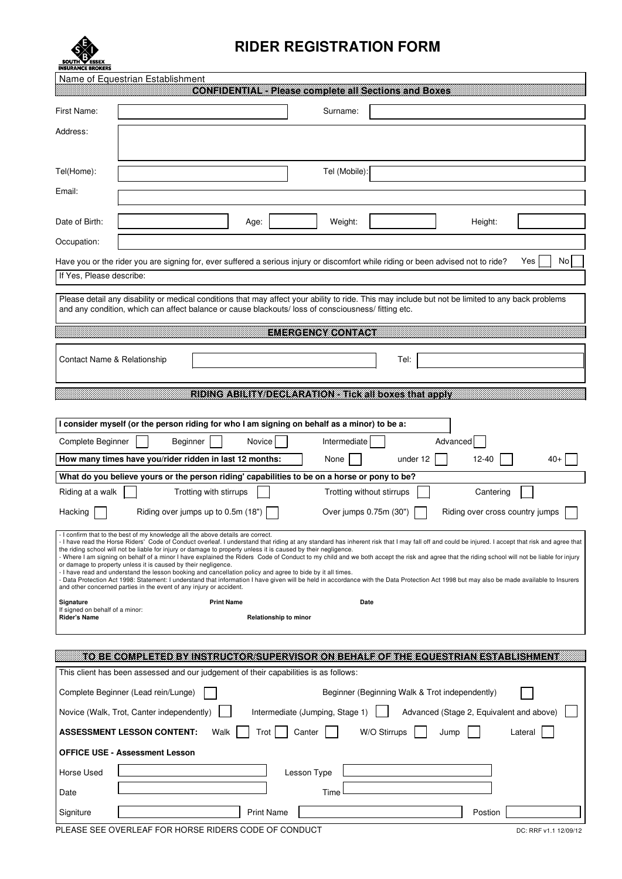# RIDER REGISTRATION FORM

Name of Equestrian Establishment

**CONFIDENTIAL - Please complete all Sections and Boxes**

| | | | |
|---|---|---|---|
| First Name: | | Surname: | |
| Address: | | | |
| Tel(Home): | | Tel (Mobile): | |
| Email: | | | |

| | | | | | | | |
|---|---|---|---|---|---|---|---|
| Date of Birth: | | Age: | | Weight: | | Height: | |
| Occupation: | | | | | | | |

Have you or the rider you are signing for, ever suffered a serious injury or discomfort while riding or been advised not to ride? Yes ☐ No ☐

If Yes, Please describe:

Please detail any disability or medical conditions that may affect your ability to ride. This may include but not be limited to any back problems and any condition, which can affect balance or cause blackouts/ loss of consciousness/ fitting etc.

**EMERGENCY CONTACT**

| | | | |
|---|---|---|---|
| Contact Name & Relationship | | Tel: | |

**RIDING ABILITY/DECLARATION - Tick all boxes that apply**

**I consider myself (or the person riding for who I am signing on behalf as a minor) to be a:**

Complete Beginner ☐ Beginner ☐ Novice ☐ Intermediate ☐ Advanced ☐

**How many times have you/rider ridden in last 12 months:** None ☐ under 12 ☐ 12-40 ☐ 40+ ☐

**What do you believe yours or the person riding' capabilities to be on a horse or pony to be?**

Riding at a walk ☐ Trotting with stirrups ☐ Trotting without stirrups ☐ Cantering ☐

Hacking ☐ Riding over jumps up to 0.5m (18") ☐ Over jumps 0.75m (30") ☐ Riding over cross country jumps ☐

- I confirm that to the best of my knowledge all the above details are correct.
- I have read the Horse Riders' Code of Conduct overleaf. I understand that riding at any standard has inherent risk that I may fall off and could be injured. I accept that risk and agree that the riding school will not be liable for injury or damage to property unless it is caused by their negligence.
- Where I am signing on behalf of a minor I have explained the Riders Code of Conduct to my child and we both accept the risk and agree that the riding school will not be liable for injury or damage to property unless it is caused by their negligence.
- I have read and understand the lesson booking and cancellation policy and agree to bide by it all times.
- Data Protection Act 1998: Statement: I understand that information I have given will be held in accordance with the Data Protection Act 1998 but may also be made available to Insurers and other concerned parties in the event of any injury or accident.

**Signature** **Print Name** **Date**

If signed on behalf of a minor:
**Rider's Name** **Relationship to minor**

**TO BE COMPLETED BY INSTRUCTOR/SUPERVISOR ON BEHALF OF THE EQUESTRIAN ESTABLISHMENT**

This client has been assessed and our judgement of their capabilities is as follows:

Complete Beginner (Lead rein/Lunge) ☐ Beginner (Beginning Walk & Trot independently) ☐

Novice (Walk, Trot, Canter independently) ☐ Intermediate (Jumping, Stage 1) ☐ Advanced (Stage 2, Equivalent and above) ☐

**ASSESSMENT LESSON CONTENT:** Walk ☐ Trot ☐ Canter ☐ W/O Stirrups ☐ Jump ☐ Lateral ☐

**OFFICE USE - Assessment Lesson**

| | | | | | |
|---|---|---|---|---|---|
| Horse Used | | Lesson Type | | | |
| Date | | Time | | | |
| Signiture | | Print Name | | Postion | |

PLEASE SEE OVERLEAF FOR HORSE RIDERS CODE OF CONDUCT

DC: RRF v1.1 12/09/12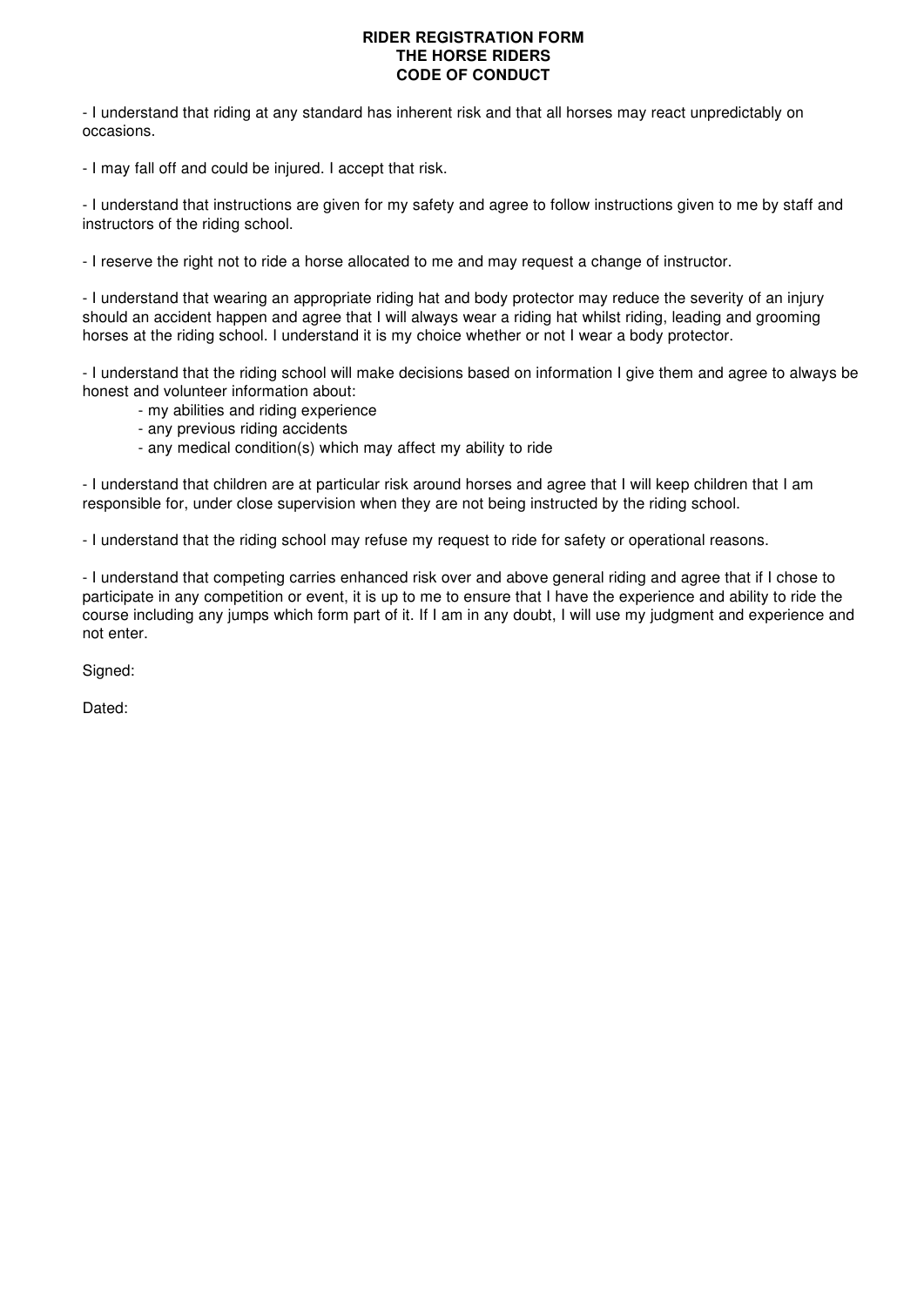**RIDER REGISTRATION FORM**
**THE HORSE RIDERS**
**CODE OF CONDUCT**

- I understand that riding at any standard has inherent risk and that all horses may react unpredictably on occasions.

- I may fall off and could be injured. I accept that risk.

- I understand that instructions are given for my safety and agree to follow instructions given to me by staff and instructors of the riding school.

- I reserve the right not to ride a horse allocated to me and may request a change of instructor.

- I understand that wearing an appropriate riding hat and body protector may reduce the severity of an injury should an accident happen and agree that I will always wear a riding hat whilst riding, leading and grooming horses at the riding school. I understand it is my choice whether or not I wear a body protector.

- I understand that the riding school will make decisions based on information I give them and agree to always be honest and volunteer information about:
    - my abilities and riding experience
    - any previous riding accidents
    - any medical condition(s) which may affect my ability to ride

- I understand that children are at particular risk around horses and agree that I will keep children that I am responsible for, under close supervision when they are not being instructed by the riding school.

- I understand that the riding school may refuse my request to ride for safety or operational reasons.

- I understand that competing carries enhanced risk over and above general riding and agree that if I chose to participate in any competition or event, it is up to me to ensure that I have the experience and ability to ride the course including any jumps which form part of it. If I am in any doubt, I will use my judgment and experience and not enter.

Signed:

Dated: